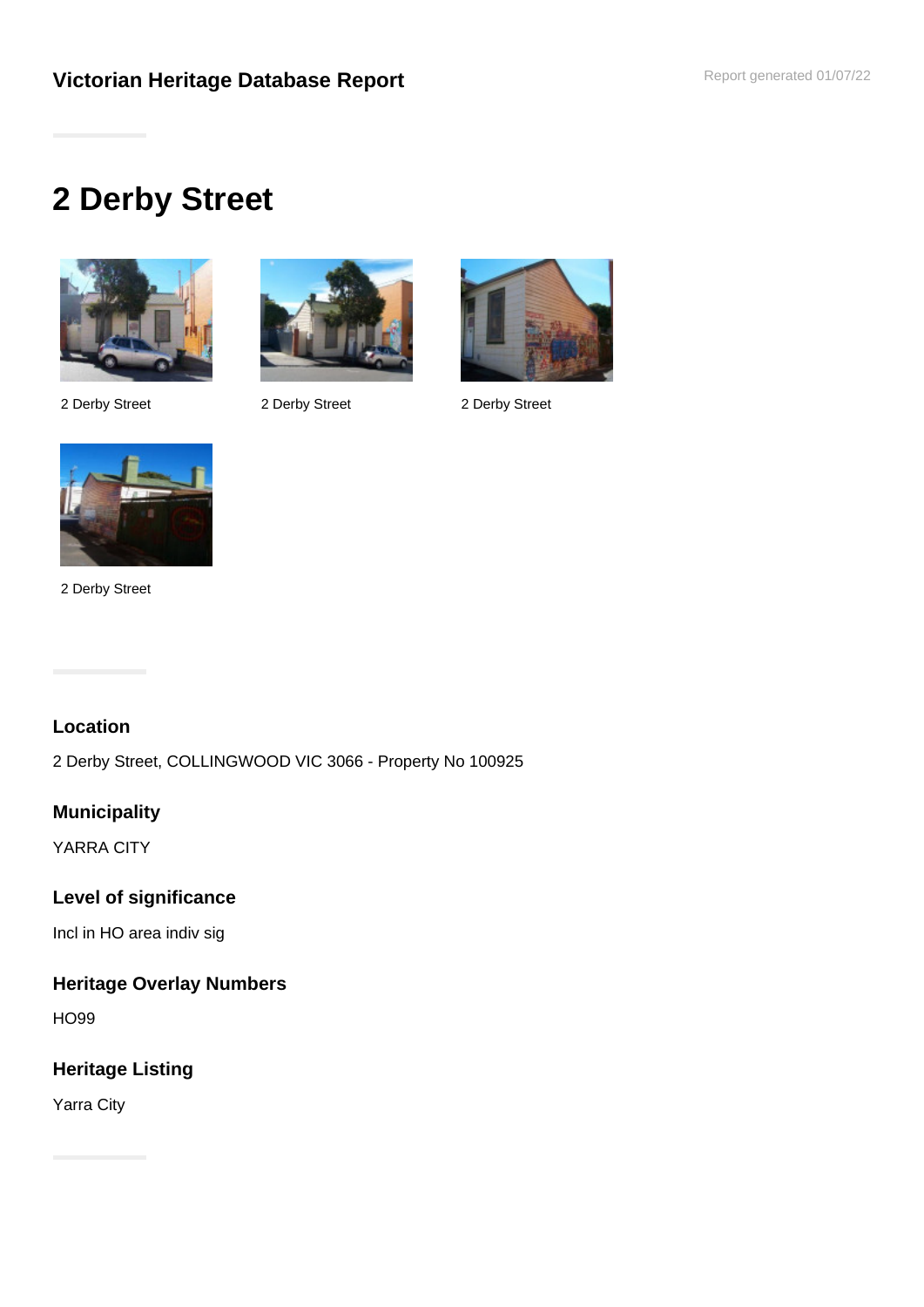## Victorian Heritage Database Report

Report generated 01/07/22

# 2 Derby Street

2 Derby Street

2 Derby Street

2 Derby Street

2 Derby Street

### Location

2 Derby Street, COLLINGWOOD VIC 3066 - Property No 100925

### Municipality

YARRA CITY

### Level of significance

Incl in HO area indiv sig

### Heritage Overlay Numbers

HO99

### Heritage Listing

Yarra City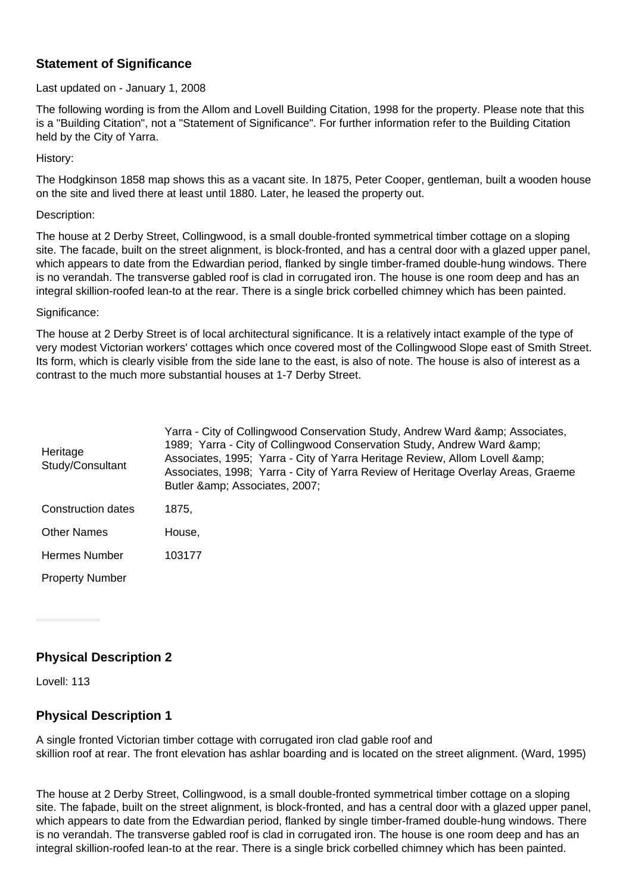## Statement of Significance

Last updated on - January 1, 2008

The following wording is from the Allom and Lovell Building Citation, 1998 for the property. Please note that this is a "Building Citation", not a "Statement of Significance". For further information refer to the Building Citation held by the City of Yarra.

History:

The Hodgkinson 1858 map shows this as a vacant site. In 1875, Peter Cooper, gentleman, built a wooden house on the site and lived there at least until 1880. Later, he leased the property out.

Description:

The house at 2 Derby Street, Collingwood, is a small double-fronted symmetrical timber cottage on a sloping site. The facade, built on the street alignment, is block-fronted, and has a central door with a glazed upper panel, which appears to date from the Edwardian period, flanked by single timber-framed double-hung windows. There is no verandah. The transverse gabled roof is clad in corrugated iron. The house is one room deep and has an integral skillion-roofed lean-to at the rear. There is a single brick corbelled chimney which has been painted.

Significance:

The house at 2 Derby Street is of local architectural significance. It is a relatively intact example of the type of very modest Victorian workers' cottages which once covered most of the Collingwood Slope east of Smith Street. Its form, which is clearly visible from the side lane to the east, is also of note. The house is also of interest as a contrast to the much more substantial houses at 1-7 Derby Street.

| | |
|---|---|
| Heritage Study/Consultant | Yarra - City of Collingwood Conservation Study, Andrew Ward &amp; Associates, 1989; Yarra - City of Collingwood Conservation Study, Andrew Ward &amp; Associates, 1995; Yarra - City of Yarra Heritage Review, Allom Lovell &amp; Associates, 1998; Yarra - City of Yarra Review of Heritage Overlay Areas, Graeme Butler &amp; Associates, 2007; |
| Construction dates | 1875, |
| Other Names | House, |
| Hermes Number | 103177 |
| Property Number | |

## Physical Description 2

Lovell: 113

## Physical Description 1

A single fronted Victorian timber cottage with corrugated iron clad gable roof and skillion roof at rear. The front elevation has ashlar boarding and is located on the street alignment. (Ward, 1995)

The house at 2 Derby Street, Collingwood, is a small double-fronted symmetrical timber cottage on a sloping site. The faþade, built on the street alignment, is block-fronted, and has a central door with a glazed upper panel, which appears to date from the Edwardian period, flanked by single timber-framed double-hung windows. There is no verandah. The transverse gabled roof is clad in corrugated iron. The house is one room deep and has an integral skillion-roofed lean-to at the rear. There is a single brick corbelled chimney which has been painted.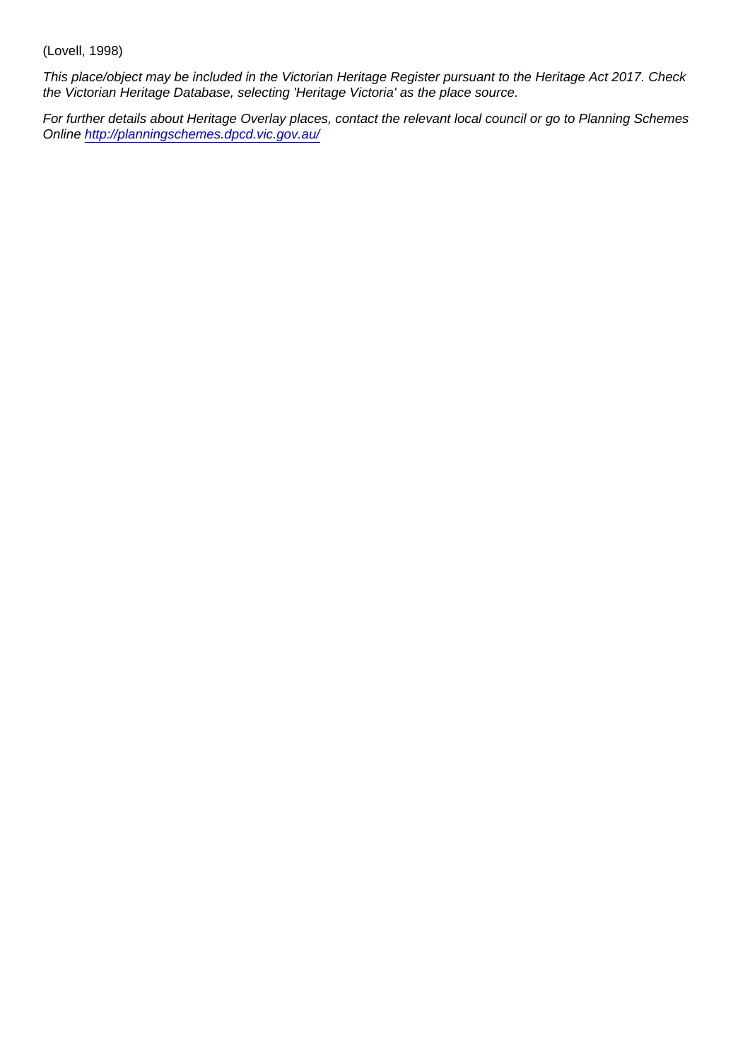(Lovell, 1998)

*This place/object may be included in the Victorian Heritage Register pursuant to the Heritage Act 2017. Check the Victorian Heritage Database, selecting 'Heritage Victoria' as the place source.*

*For further details about Heritage Overlay places, contact the relevant local council or go to Planning Schemes Online [http://planningschemes.dpcd.vic.gov.au/](http://planningschemes.dpcd.vic.gov.au/)*